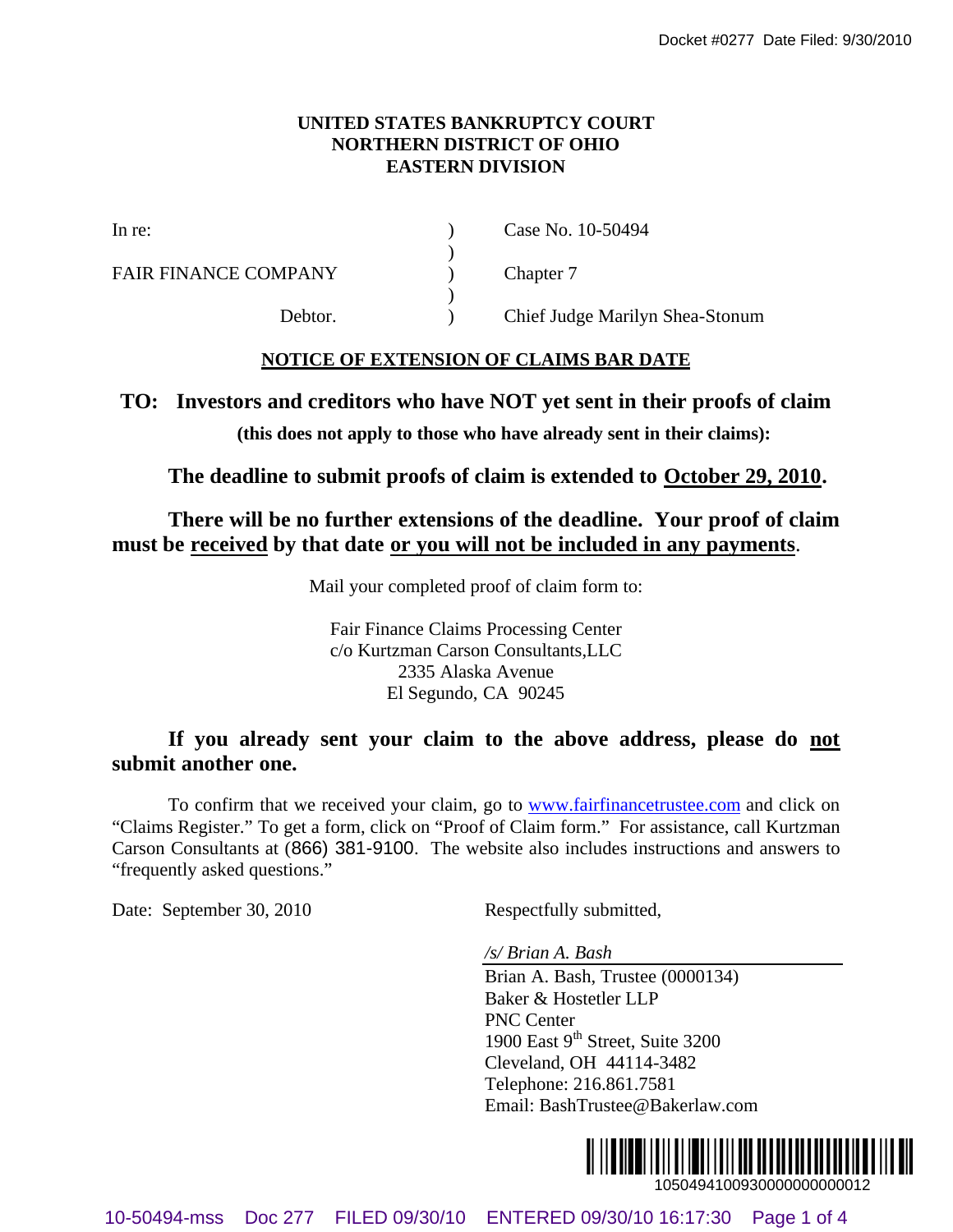UNITED STATES BANKRUPTCY COURT
NORTHERN DISTRICT OF OHIO
EASTERN DIVISION

| | | |
|---|---|---|
| In re: | ) | Case No. 10-50494 |
| | ) | |
| FAIR FINANCE COMPANY | ) | Chapter 7 |
| | ) | |
| Debtor. | ) | Chief Judge Marilyn Shea-Stonum |

## NOTICE OF EXTENSION OF CLAIMS BAR DATE

**TO: Investors and creditors who have NOT yet sent in their proofs of claim**

**(this does not apply to those who have already sent in their claims):**

**The deadline to submit proofs of claim is extended to October 29, 2010.**

**There will be no further extensions of the deadline. Your proof of claim must be received by that date or you will not be included in any payments.**

Mail your completed proof of claim form to:

Fair Finance Claims Processing Center
c/o Kurtzman Carson Consultants,LLC
2335 Alaska Avenue
El Segundo, CA 90245

**If you already sent your claim to the above address, please do not submit another one.**

To confirm that we received your claim, go to www.fairfinancetrustee.com and click on "Claims Register." To get a form, click on "Proof of Claim form." For assistance, call Kurtzman Carson Consultants at (866) 381-9100. The website also includes instructions and answers to "frequently asked questions."

Date: September 30, 2010

Respectfully submitted,

*/s/ Brian A. Bash*
Brian A. Bash, Trustee (0000134)
Baker & Hostetler LLP
PNC Center
1900 East 9th Street, Suite 3200
Cleveland, OH 44114-3482
Telephone: 216.861.7581
Email: BashTrustee@Bakerlaw.com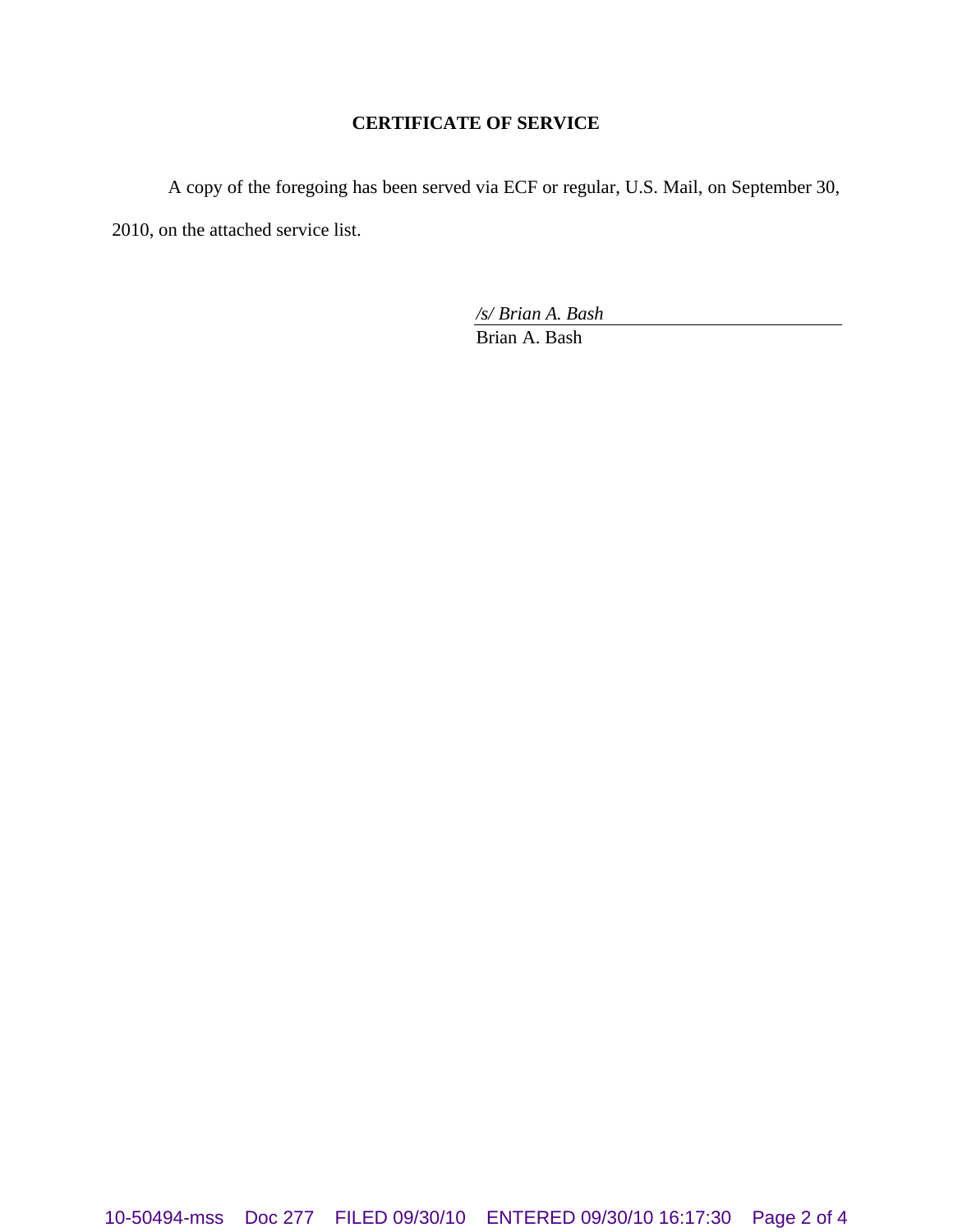**CERTIFICATE OF SERVICE**

A copy of the foregoing has been served via ECF or regular, U.S. Mail, on September 30, 2010, on the attached service list.

*/s/ Brian A. Bash*
Brian A. Bash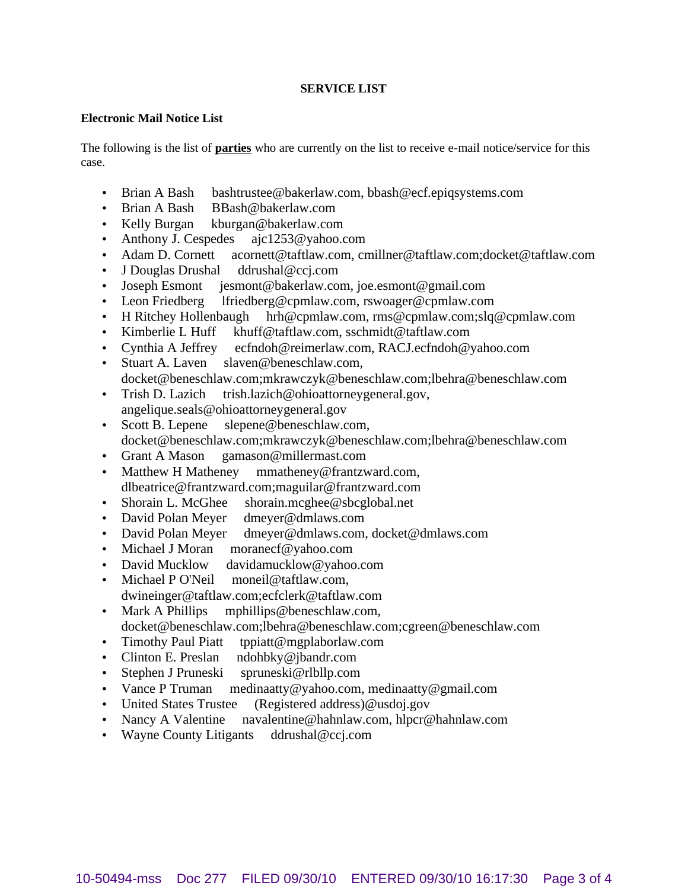**SERVICE LIST**

**Electronic Mail Notice List**

The following is the list of **parties** who are currently on the list to receive e-mail notice/service for this case.

- Brian A Bash bashtrustee@bakerlaw.com, bbash@ecf.epiqsystems.com
- Brian A Bash BBash@bakerlaw.com
- Kelly Burgan kburgan@bakerlaw.com
- Anthony J. Cespedes ajc1253@yahoo.com
- Adam D. Cornett acornett@taftlaw.com, cmillner@taftlaw.com;docket@taftlaw.com
- J Douglas Drushal ddrushal@ccj.com
- Joseph Esmont jesmont@bakerlaw.com, joe.esmont@gmail.com
- Leon Friedberg lfriedberg@cpmlaw.com, rswoager@cpmlaw.com
- H Ritchey Hollenbaugh hrh@cpmlaw.com, rms@cpmlaw.com;slq@cpmlaw.com
- Kimberlie L Huff khuff@taftlaw.com, sschmidt@taftlaw.com
- Cynthia A Jeffrey ecfndoh@reimerlaw.com, RACJ.ecfndoh@yahoo.com
- Stuart A. Laven slaven@beneschlaw.com, docket@beneschlaw.com;mkrawczyk@beneschlaw.com;lbehra@beneschlaw.com
- Trish D. Lazich trish.lazich@ohioattorneygeneral.gov, angelique.seals@ohioattorneygeneral.gov
- Scott B. Lepene slepene@beneschlaw.com, docket@beneschlaw.com;mkrawczyk@beneschlaw.com;lbehra@beneschlaw.com
- Grant A Mason gamason@millermast.com
- Matthew H Matheney mmatheney@frantzward.com, dlbeatrice@frantzward.com;maguilar@frantzward.com
- Shorain L. McGhee shorain.mcghee@sbcglobal.net
- David Polan Meyer dmeyer@dmlaws.com
- David Polan Meyer dmeyer@dmlaws.com, docket@dmlaws.com
- Michael J Moran moranecf@yahoo.com
- David Mucklow davidamucklow@yahoo.com
- Michael P O'Neil moneil@taftlaw.com, dwineinger@taftlaw.com;ecfclerk@taftlaw.com
- Mark A Phillips mphillips@beneschlaw.com, docket@beneschlaw.com;lbehra@beneschlaw.com;cgreen@beneschlaw.com
- Timothy Paul Piatt tppiatt@mgplaborlaw.com
- Clinton E. Preslan ndohbky@jbandr.com
- Stephen J Pruneski spruneski@rlbllp.com
- Vance P Truman medinaatty@yahoo.com, medinaatty@gmail.com
- United States Trustee (Registered address)@usdoj.gov
- Nancy A Valentine navalentine@hahnlaw.com, hlpcr@hahnlaw.com
- Wayne County Litigants ddrushal@ccj.com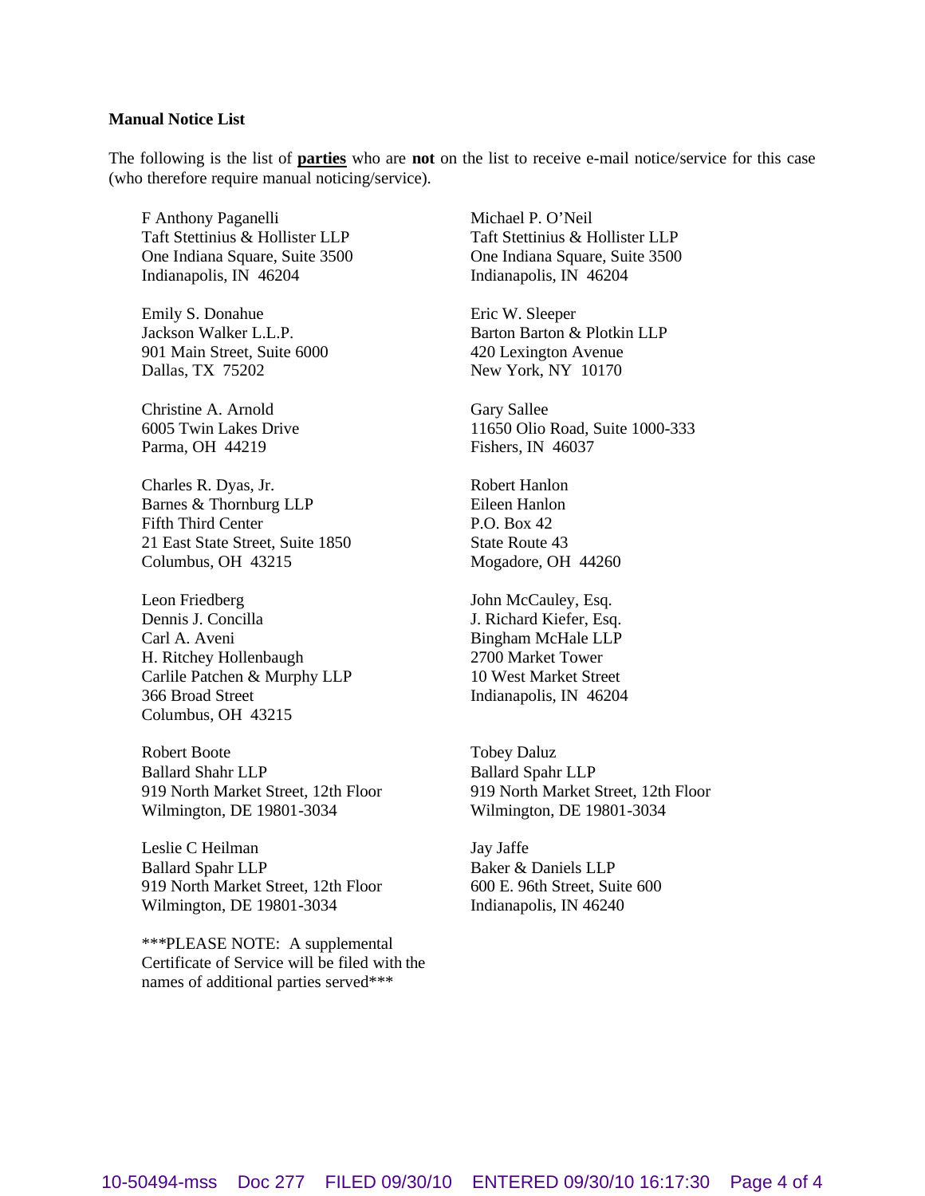**Manual Notice List**

The following is the list of **parties** who are **not** on the list to receive e-mail notice/service for this case (who therefore require manual noticing/service).

F Anthony Paganelli
Taft Stettinius & Hollister LLP
One Indiana Square, Suite 3500
Indianapolis, IN 46204

Michael P. O'Neil
Taft Stettinius & Hollister LLP
One Indiana Square, Suite 3500
Indianapolis, IN 46204

Emily S. Donahue
Jackson Walker L.L.P.
901 Main Street, Suite 6000
Dallas, TX 75202

Eric W. Sleeper
Barton Barton & Plotkin LLP
420 Lexington Avenue
New York, NY 10170

Christine A. Arnold
6005 Twin Lakes Drive
Parma, OH 44219

Gary Sallee
11650 Olio Road, Suite 1000-333
Fishers, IN 46037

Charles R. Dyas, Jr.
Barnes & Thornburg LLP
Fifth Third Center
21 East State Street, Suite 1850
Columbus, OH 43215

Robert Hanlon
Eileen Hanlon
P.O. Box 42
State Route 43
Mogadore, OH 44260

Leon Friedberg
Dennis J. Concilla
Carl A. Aveni
H. Ritchey Hollenbaugh
Carlile Patchen & Murphy LLP
366 Broad Street
Columbus, OH 43215

John McCauley, Esq.
J. Richard Kiefer, Esq.
Bingham McHale LLP
2700 Market Tower
10 West Market Street
Indianapolis, IN 46204

Robert Boote
Ballard Shahr LLP
919 North Market Street, 12th Floor
Wilmington, DE 19801-3034

Tobey Daluz
Ballard Spahr LLP
919 North Market Street, 12th Floor
Wilmington, DE 19801-3034

Leslie C Heilman
Ballard Spahr LLP
919 North Market Street, 12th Floor
Wilmington, DE 19801-3034

Jay Jaffe
Baker & Daniels LLP
600 E. 96th Street, Suite 600
Indianapolis, IN 46240

***PLEASE NOTE: A supplemental Certificate of Service will be filed with the names of additional parties served***